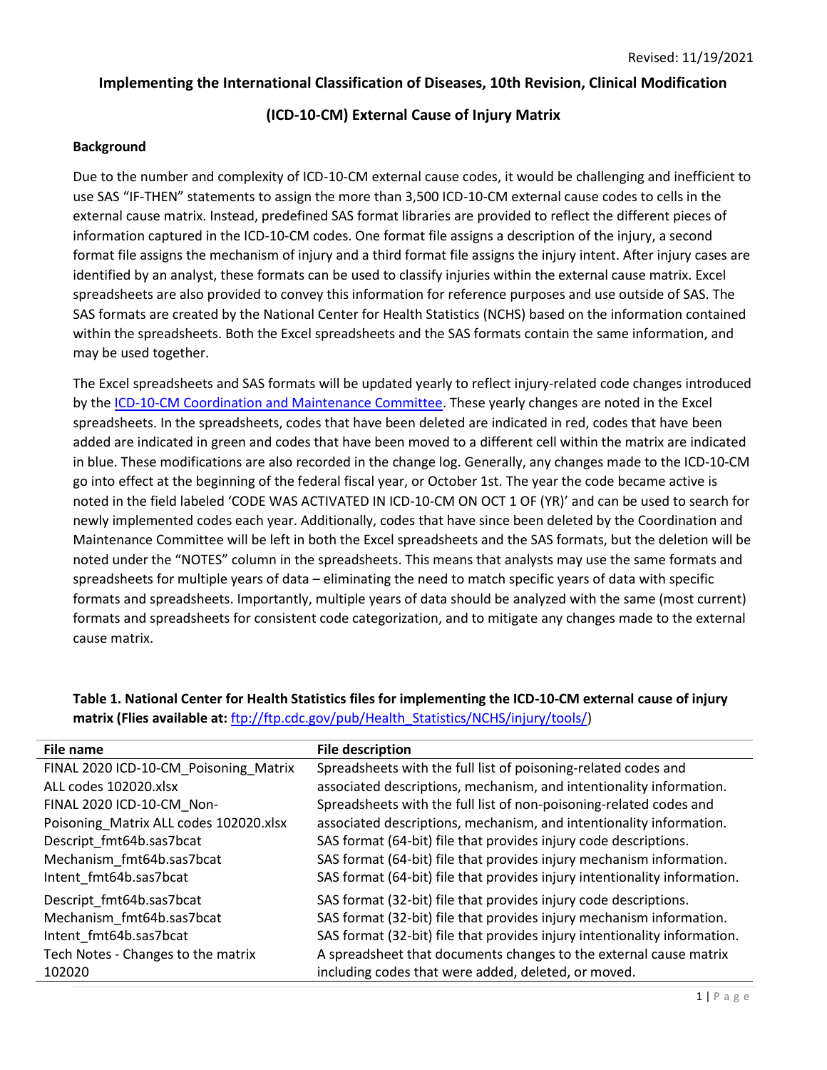Revised: 11/19/2021

# Implementing the International Classification of Diseases, 10th Revision, Clinical Modification (ICD-10-CM) External Cause of Injury Matrix

## Background

Due to the number and complexity of ICD-10-CM external cause codes, it would be challenging and inefficient to use SAS "IF-THEN" statements to assign the more than 3,500 ICD-10-CM external cause codes to cells in the external cause matrix. Instead, predefined SAS format libraries are provided to reflect the different pieces of information captured in the ICD-10-CM codes. One format file assigns a description of the injury, a second format file assigns the mechanism of injury and a third format file assigns the injury intent. After injury cases are identified by an analyst, these formats can be used to classify injuries within the external cause matrix. Excel spreadsheets are also provided to convey this information for reference purposes and use outside of SAS. The SAS formats are created by the National Center for Health Statistics (NCHS) based on the information contained within the spreadsheets. Both the Excel spreadsheets and the SAS formats contain the same information, and may be used together.

The Excel spreadsheets and SAS formats will be updated yearly to reflect injury-related code changes introduced by the ICD-10-CM Coordination and Maintenance Committee. These yearly changes are noted in the Excel spreadsheets. In the spreadsheets, codes that have been deleted are indicated in red, codes that have been added are indicated in green and codes that have been moved to a different cell within the matrix are indicated in blue. These modifications are also recorded in the change log. Generally, any changes made to the ICD-10-CM go into effect at the beginning of the federal fiscal year, or October 1st. The year the code became active is noted in the field labeled 'CODE WAS ACTIVATED IN ICD-10-CM ON OCT 1 OF (YR)' and can be used to search for newly implemented codes each year. Additionally, codes that have since been deleted by the Coordination and Maintenance Committee will be left in both the Excel spreadsheets and the SAS formats, but the deletion will be noted under the "NOTES" column in the spreadsheets. This means that analysts may use the same formats and spreadsheets for multiple years of data – eliminating the need to match specific years of data with specific formats and spreadsheets. Importantly, multiple years of data should be analyzed with the same (most current) formats and spreadsheets for consistent code categorization, and to mitigate any changes made to the external cause matrix.

**Table 1. National Center for Health Statistics files for implementing the ICD-10-CM external cause of injury matrix (Flies available at: ftp://ftp.cdc.gov/pub/Health_Statistics/NCHS/injury/tools/)**

| File name | File description |
|---|---|
| FINAL 2020 ICD-10-CM_Poisoning_Matrix ALL codes 102020.xlsx | Spreadsheets with the full list of poisoning-related codes and associated descriptions, mechanism, and intentionality information. |
| FINAL 2020 ICD-10-CM_Non-Poisoning_Matrix ALL codes 102020.xlsx | Spreadsheets with the full list of non-poisoning-related codes and associated descriptions, mechanism, and intentionality information. |
| Descript_fmt64b.sas7bcat | SAS format (64-bit) file that provides injury code descriptions. |
| Mechanism_fmt64b.sas7bcat | SAS format (64-bit) file that provides injury mechanism information. |
| Intent_fmt64b.sas7bcat | SAS format (64-bit) file that provides injury intentionality information. |
| Descript_fmt64b.sas7bcat | SAS format (32-bit) file that provides injury code descriptions. |
| Mechanism_fmt64b.sas7bcat | SAS format (32-bit) file that provides injury mechanism information. |
| Intent_fmt64b.sas7bcat | SAS format (32-bit) file that provides injury intentionality information. |
| Tech Notes - Changes to the matrix 102020 | A spreadsheet that documents changes to the external cause matrix including codes that were added, deleted, or moved. |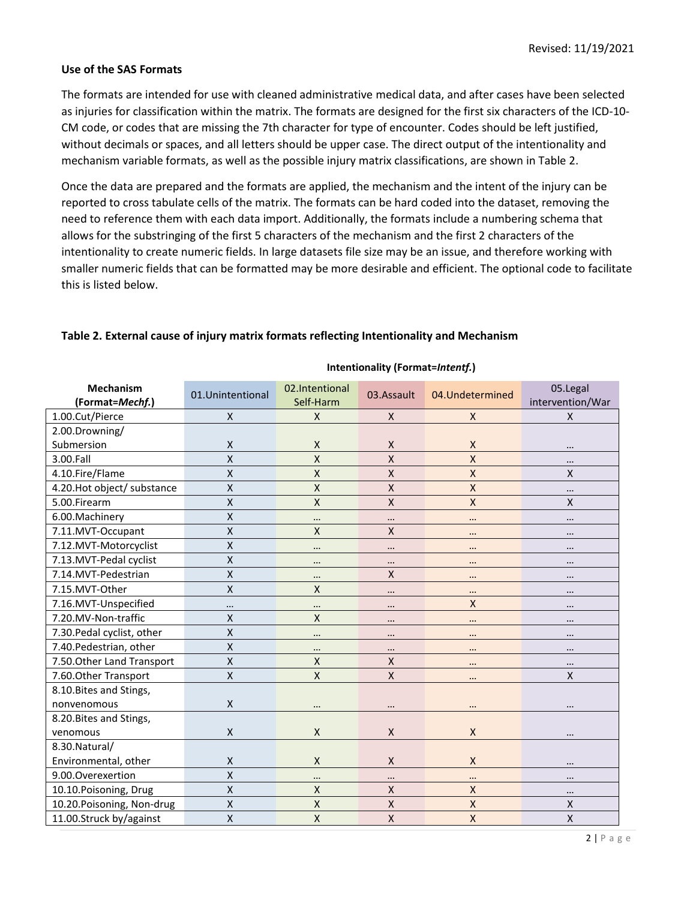**Use of the SAS Formats**

The formats are intended for use with cleaned administrative medical data, and after cases have been selected as injuries for classification within the matrix. The formats are designed for the first six characters of the ICD-10-CM code, or codes that are missing the 7th character for type of encounter. Codes should be left justified, without decimals or spaces, and all letters should be upper case. The direct output of the intentionality and mechanism variable formats, as well as the possible injury matrix classifications, are shown in Table 2.

Once the data are prepared and the formats are applied, the mechanism and the intent of the injury can be reported to cross tabulate cells of the matrix. The formats can be hard coded into the dataset, removing the need to reference them with each data import. Additionally, the formats include a numbering schema that allows for the substringing of the first 5 characters of the mechanism and the first 2 characters of the intentionality to create numeric fields. In large datasets file size may be an issue, and therefore working with smaller numeric fields that can be formatted may be more desirable and efficient. The optional code to facilitate this is listed below.

**Table 2. External cause of injury matrix formats reflecting Intentionality and Mechanism**

| | Intentionality (Format=*Intentf.*) | | | | |
|---|---|---|---|---|---|
| **Mechanism (Format=*Mechf.*)** | 01.Unintentional | 02.Intentional Self-Harm | 03.Assault | 04.Undetermined | 05.Legal intervention/War |
| 1.00.Cut/Pierce | X | X | X | X | X |
| 2.00.Drowning/ Submersion | X | X | X | X | … |
| 3.00.Fall | X | X | X | X | … |
| 4.10.Fire/Flame | X | X | X | X | X |
| 4.20.Hot object/ substance | X | X | X | X | … |
| 5.00.Firearm | X | X | X | X | X |
| 6.00.Machinery | X | … | … | … | … |
| 7.11.MVT-Occupant | X | X | X | … | … |
| 7.12.MVT-Motorcyclist | X | … | … | … | … |
| 7.13.MVT-Pedal cyclist | X | … | … | … | … |
| 7.14.MVT-Pedestrian | X | … | X | … | … |
| 7.15.MVT-Other | X | X | … | … | … |
| 7.16.MVT-Unspecified | … | … | … | X | … |
| 7.20.MV-Non-traffic | X | X | … | … | … |
| 7.30.Pedal cyclist, other | X | … | … | … | … |
| 7.40.Pedestrian, other | X | … | … | … | … |
| 7.50.Other Land Transport | X | X | X | … | … |
| 7.60.Other Transport | X | X | X | … | X |
| 8.10.Bites and Stings, nonvenomous | X | … | … | … | … |
| 8.20.Bites and Stings, venomous | X | X | X | X | … |
| 8.30.Natural/ Environmental, other | X | X | X | X | … |
| 9.00.Overexertion | X | … | … | … | … |
| 10.10.Poisoning, Drug | X | X | X | X | … |
| 10.20.Poisoning, Non-drug | X | X | X | X | X |
| 11.00.Struck by/against | X | X | X | X | X |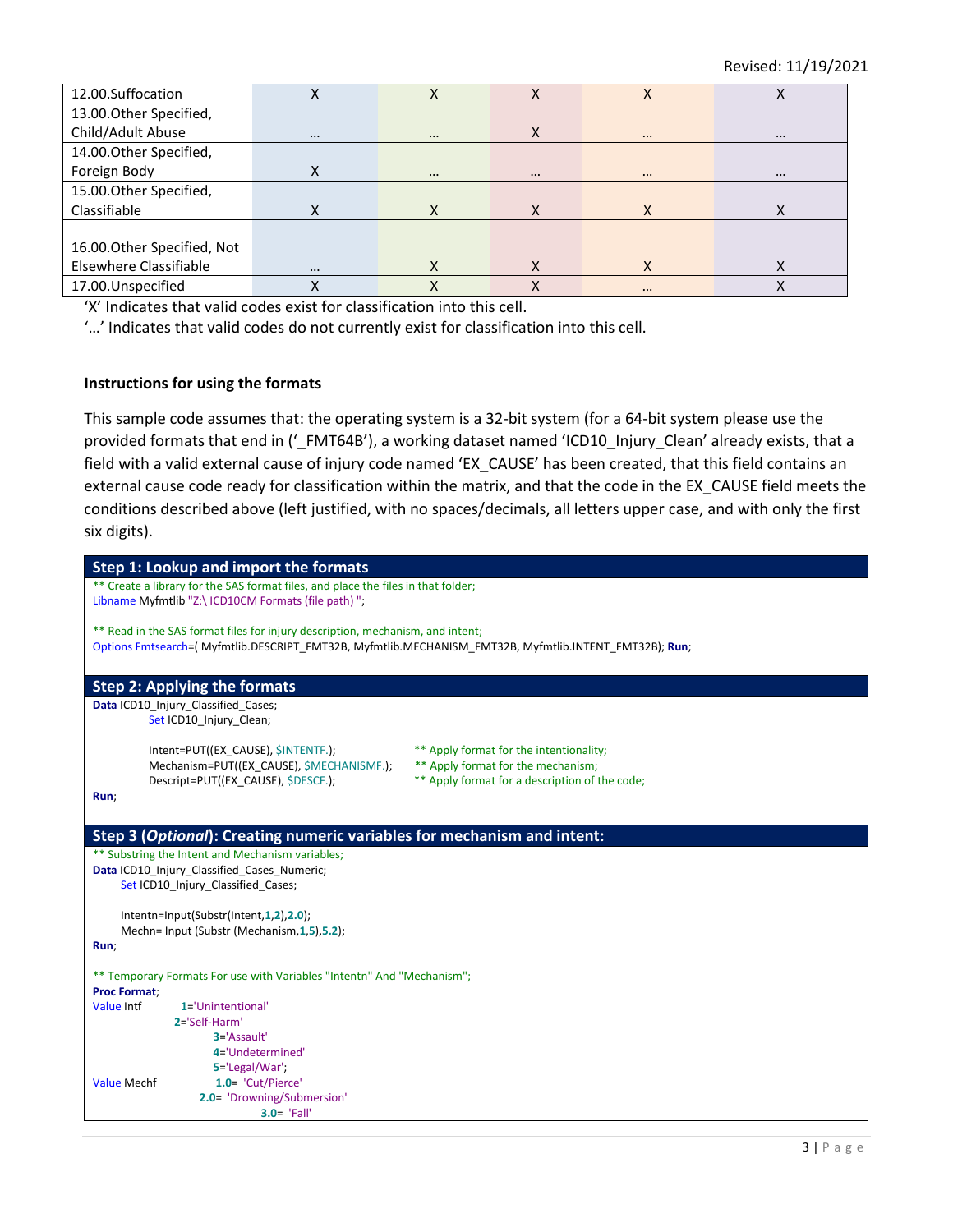| | | | | | |
|---|---|---|---|---|---|
| 12.00.Suffocation | X | X | X | X | X |
| 13.00.Other Specified, Child/Adult Abuse | … | … | X | … | … |
| 14.00.Other Specified, Foreign Body | X | … | … | … | … |
| 15.00.Other Specified, Classifiable | X | X | X | X | X |
| 16.00.Other Specified, Not Elsewhere Classifiable | … | X | X | X | X |
| 17.00.Unspecified | X | X | X | … | X |

'X' Indicates that valid codes exist for classification into this cell.

'…' Indicates that valid codes do not currently exist for classification into this cell.

**Instructions for using the formats**

This sample code assumes that: the operating system is a 32-bit system (for a 64-bit system please use the provided formats that end in ('_FMT64B'), a working dataset named 'ICD10_Injury_Clean' already exists, that a field with a valid external cause of injury code named 'EX_CAUSE' has been created, that this field contains an external cause code ready for classification within the matrix, and that the code in the EX_CAUSE field meets the conditions described above (left justified, with no spaces/decimals, all letters upper case, and with only the first six digits).

**Step 1: Lookup and import the formats**

```
** Create a library for the SAS format files, and place the files in that folder;
Libname Myfmtlib "Z:\ ICD10CM Formats (file path) ";

** Read in the SAS format files for injury description, mechanism, and intent;
Options Fmtsearch=( Myfmtlib.DESCRIPT_FMT32B, Myfmtlib.MECHANISM_FMT32B, Myfmtlib.INTENT_FMT32B); Run;
```

**Step 2: Applying the formats**

```
Data ICD10_Injury_Classified_Cases;
        Set ICD10_Injury_Clean;

        Intent=PUT((EX_CAUSE), $INTENTF.);            ** Apply format for the intentionality;
        Mechanism=PUT((EX_CAUSE), $MECHANISMF.);      ** Apply format for the mechanism;
        Descript=PUT((EX_CAUSE), $DESCF.);            ** Apply format for a description of the code;
Run;
```

**Step 3 (*Optional*): Creating numeric variables for mechanism and intent:**

```
** Substring the Intent and Mechanism variables;
Data ICD10_Injury_Classified_Cases_Numeric;
     Set ICD10_Injury_Classified_Cases;

     Intentn=Input(Substr(Intent,1,2),2.0);
     Mechn= Input (Substr (Mechanism,1,5),5.2);
Run;

** Temporary Formats For use with Variables "Intentn" And "Mechanism";
Proc Format;
Value Intf       1='Unintentional'
               2='Self-Harm'
                       3='Assault'
                       4='Undetermined'
                       5='Legal/War';
Value Mechf             1.0=  'Cut/Pierce'
                     2.0=  'Drowning/Submersion'
                               3.0=  'Fall'
```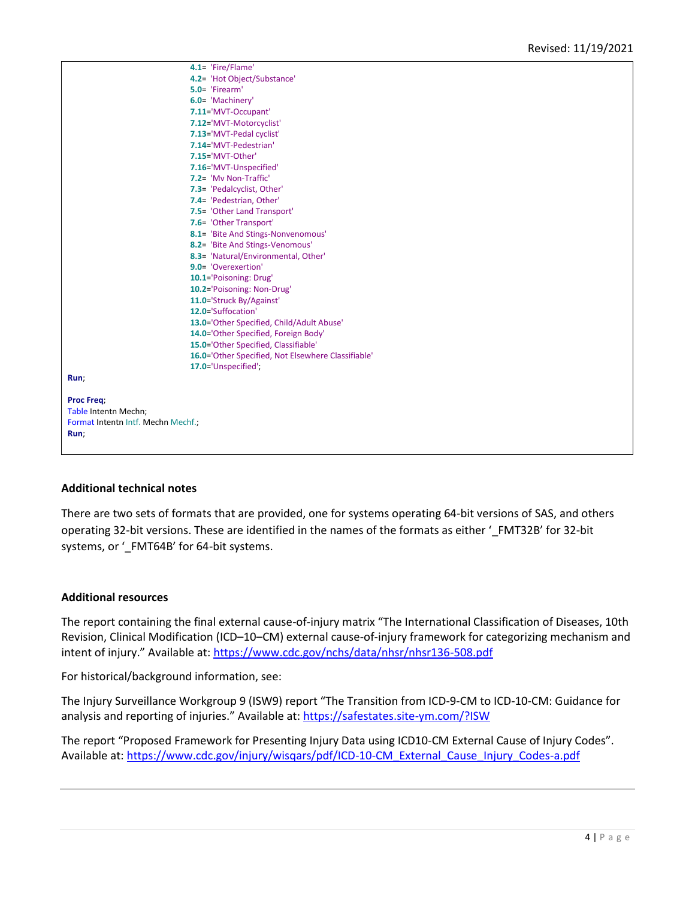```
                    4.1= 'Fire/Flame'
                    4.2= 'Hot Object/Substance'
                    5.0= 'Firearm'
                    6.0= 'Machinery'
                    7.11='MVT-Occupant'
                    7.12='MVT-Motorcyclist'
                    7.13='MVT-Pedal cyclist'
                    7.14='MVT-Pedestrian'
                    7.15='MVT-Other'
                    7.16='MVT-Unspecified'
                    7.2= 'Mv Non-Traffic'
                    7.3= 'Pedalcyclist, Other'
                    7.4= 'Pedestrian, Other'
                    7.5= 'Other Land Transport'
                    7.6= 'Other Transport'
                    8.1= 'Bite And Stings-Nonvenomous'
                    8.2= 'Bite And Stings-Venomous'
                    8.3= 'Natural/Environmental, Other'
                    9.0= 'Overexertion'
                    10.1='Poisoning: Drug'
                    10.2='Poisoning: Non-Drug'
                    11.0='Struck By/Against'
                    12.0='Suffocation'
                    13.0='Other Specified, Child/Adult Abuse'
                    14.0='Other Specified, Foreign Body'
                    15.0='Other Specified, Classifiable'
                    16.0='Other Specified, Not Elsewhere Classifiable'
                    17.0='Unspecified';
Run;

Proc Freq;
Table Intentn Mechn;
Format Intentn Intf. Mechn Mechf.;
Run;
```

**Additional technical notes**

There are two sets of formats that are provided, one for systems operating 64-bit versions of SAS, and others operating 32-bit versions. These are identified in the names of the formats as either '_FMT32B' for 32-bit systems, or '_FMT64B' for 64-bit systems.

**Additional resources**

The report containing the final external cause-of-injury matrix "The International Classification of Diseases, 10th Revision, Clinical Modification (ICD–10–CM) external cause-of-injury framework for categorizing mechanism and intent of injury." Available at: https://www.cdc.gov/nchs/data/nhsr/nhsr136-508.pdf

For historical/background information, see:

The Injury Surveillance Workgroup 9 (ISW9) report "The Transition from ICD-9-CM to ICD-10-CM: Guidance for analysis and reporting of injuries." Available at: https://safestates.site-ym.com/?ISW

The report "Proposed Framework for Presenting Injury Data using ICD10-CM External Cause of Injury Codes". Available at: https://www.cdc.gov/injury/wisqars/pdf/ICD-10-CM_External_Cause_Injury_Codes-a.pdf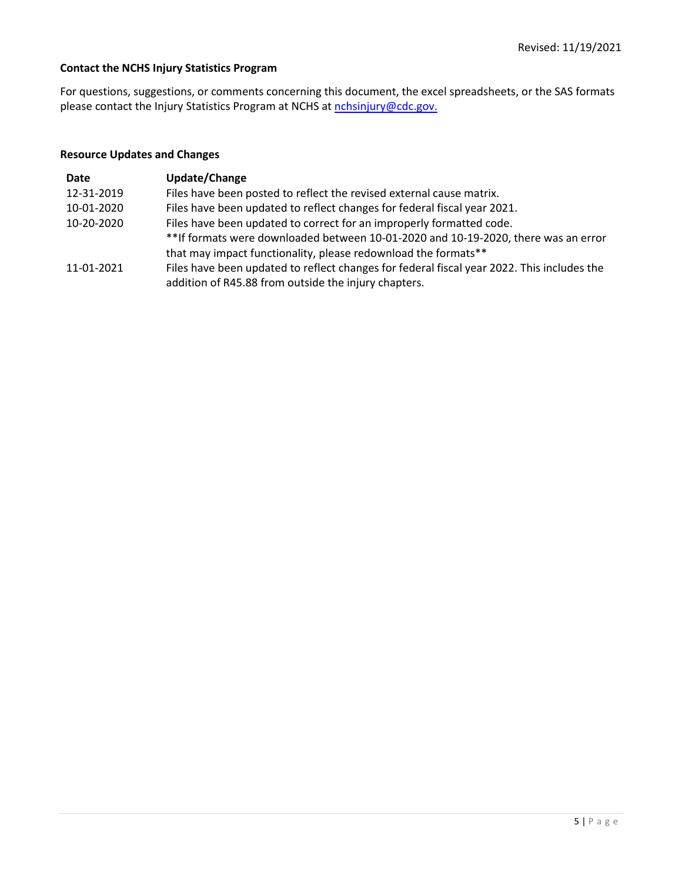Revised: 11/19/2021

**Contact the NCHS Injury Statistics Program**

For questions, suggestions, or comments concerning this document, the excel spreadsheets, or the SAS formats please contact the Injury Statistics Program at NCHS at nchsinjury@cdc.gov.

**Resource Updates and Changes**

| Date | Update/Change |
|---|---|
| 12-31-2019 | Files have been posted to reflect the revised external cause matrix. |
| 10-01-2020 | Files have been updated to reflect changes for federal fiscal year 2021. |
| 10-20-2020 | Files have been updated to correct for an improperly formatted code. **If formats were downloaded between 10-01-2020 and 10-19-2020, there was an error that may impact functionality, please redownload the formats** |
| 11-01-2021 | Files have been updated to reflect changes for federal fiscal year 2022. This includes the addition of R45.88 from outside the injury chapters. |